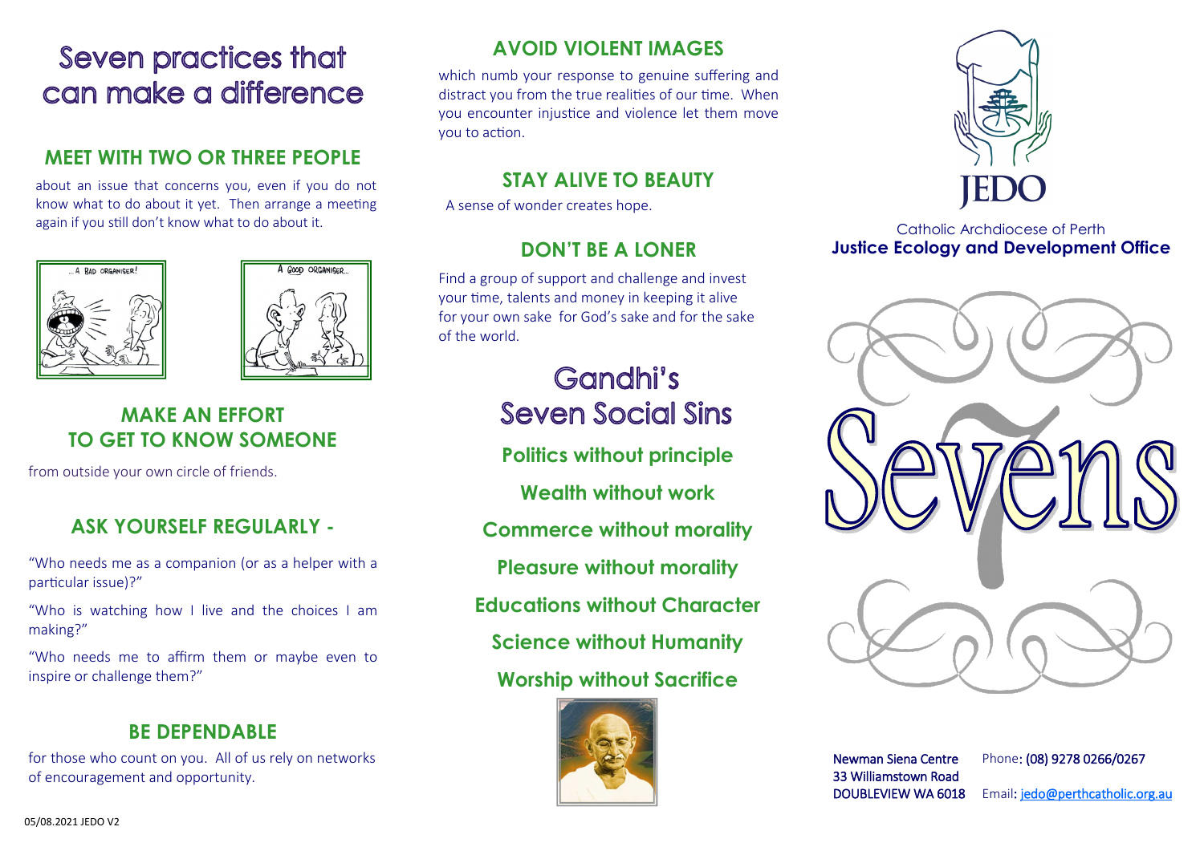# Seven practices that can make a difference

## MEET WITH TWO OR THREE PEOPLE

about an issue that concerns you, even if you do not know what to do about it yet. Then arrange a meeting again if you still don't know what to do about it.

... A BAD ORGANISER!

A GOOD ORGANISER...

## MAKE AN EFFORT TO GET TO KNOW SOMEONE

from outside your own circle of friends.

## ASK YOURSELF REGULARLY -

"Who needs me as a companion (or as a helper with a particular issue)?"

"Who is watching how I live and the choices I am making?"

"Who needs me to affirm them or maybe even to inspire or challenge them?"

## BE DEPENDABLE

for those who count on you. All of us rely on networks of encouragement and opportunity.

## AVOID VIOLENT IMAGES

which numb your response to genuine suffering and distract you from the true realities of our time. When you encounter injustice and violence let them move you to action.

## STAY ALIVE TO BEAUTY

A sense of wonder creates hope.

## DON'T BE A LONER

Find a group of support and challenge and invest your time, talents and money in keeping it alive for your own sake for God's sake and for the sake of the world.

# Gandhi's Seven Social Sins

**Politics without principle**

**Wealth without work**

**Commerce without morality**

**Pleasure without morality**

**Educations without Character**

**Science without Humanity**

**Worship without Sacrifice**

JEDO

Catholic Archdiocese of Perth
**Justice Ecology and Development Office**

# Sevens

Newman Siena Centre
33 Williamstown Road
DOUBLEVIEW WA 6018

Phone: (08) 9278 0266/0267

Email: jedo@perthcatholic.org.au

05/08.2021 JEDO V2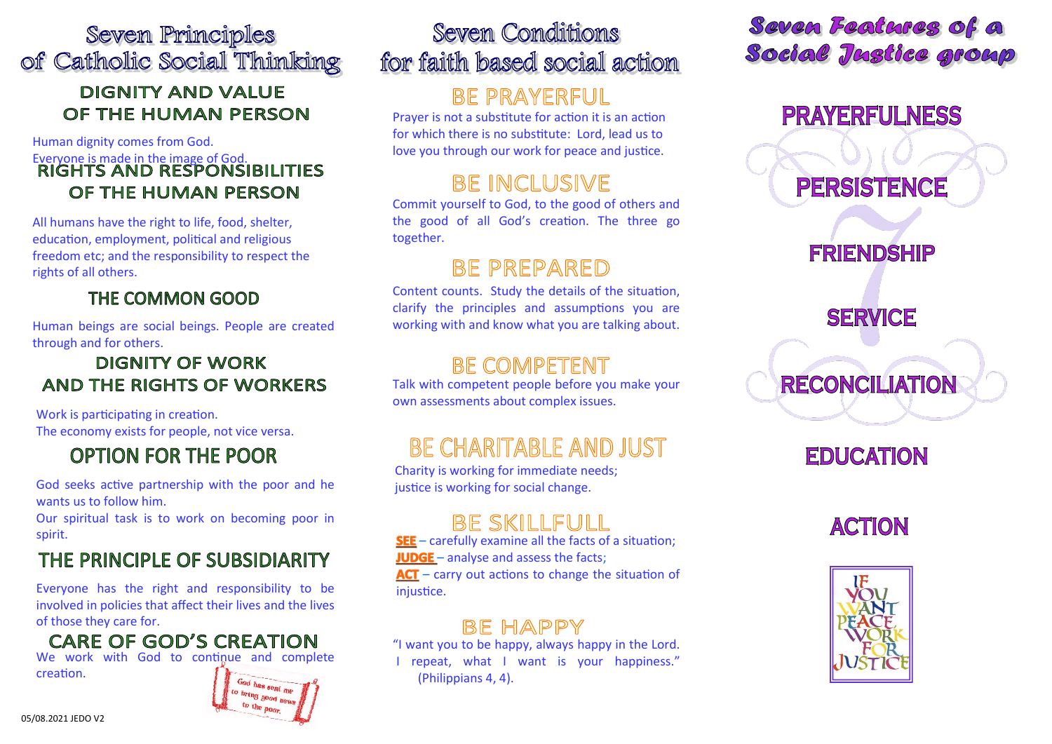# Seven Principles of Catholic Social Thinking

## DIGNITY AND VALUE OF THE HUMAN PERSON

Human dignity comes from God.
Everyone is made in the image of God.

## RIGHTS AND RESPONSIBILITIES OF THE HUMAN PERSON

All humans have the right to life, food, shelter, education, employment, political and religious freedom etc; and the responsibility to respect the rights of all others.

## THE COMMON GOOD

Human beings are social beings. People are created through and for others.

## DIGNITY OF WORK AND THE RIGHTS OF WORKERS

Work is participating in creation.
The economy exists for people, not vice versa.

## OPTION FOR THE POOR

God seeks active partnership with the poor and he wants us to follow him.
Our spiritual task is to work on becoming poor in spirit.

## THE PRINCIPLE OF SUBSIDIARITY

Everyone has the right and responsibility to be involved in policies that affect their lives and the lives of those they care for.

## CARE OF GOD'S CREATION

We work with God to continue and complete creation.

God has sent me to bring good news to the poor.

05/08.2021 JEDO V2

# Seven Conditions for faith based social action

## BE PRAYERFUL

Prayer is not a substitute for action it is an action for which there is no substitute: Lord, lead us to love you through our work for peace and justice.

## BE INCLUSIVE

Commit yourself to God, to the good of others and the good of all God's creation. The three go together.

## BE PREPARED

Content counts. Study the details of the situation, clarify the principles and assumptions you are working with and know what you are talking about.

## BE COMPETENT

Talk with competent people before you make your own assessments about complex issues.

## BE CHARITABLE AND JUST

Charity is working for immediate needs;
justice is working for social change.

## BE SKILLFULL

**SEE** – carefully examine all the facts of a situation;
**JUDGE** – analyse and assess the facts;
**ACT** – carry out actions to change the situation of injustice.

## BE HAPPY

"I want you to be happy, always happy in the Lord. I repeat, what I want is your happiness." (Philippians 4, 4).

# Seven Features of a Social Justice group

PRAYERFULNESS

PERSISTENCE

FRIENDSHIP

SERVICE

RECONCILIATION

EDUCATION

ACTION

IF YOU WANT PEACE WORK FOR JUSTICE